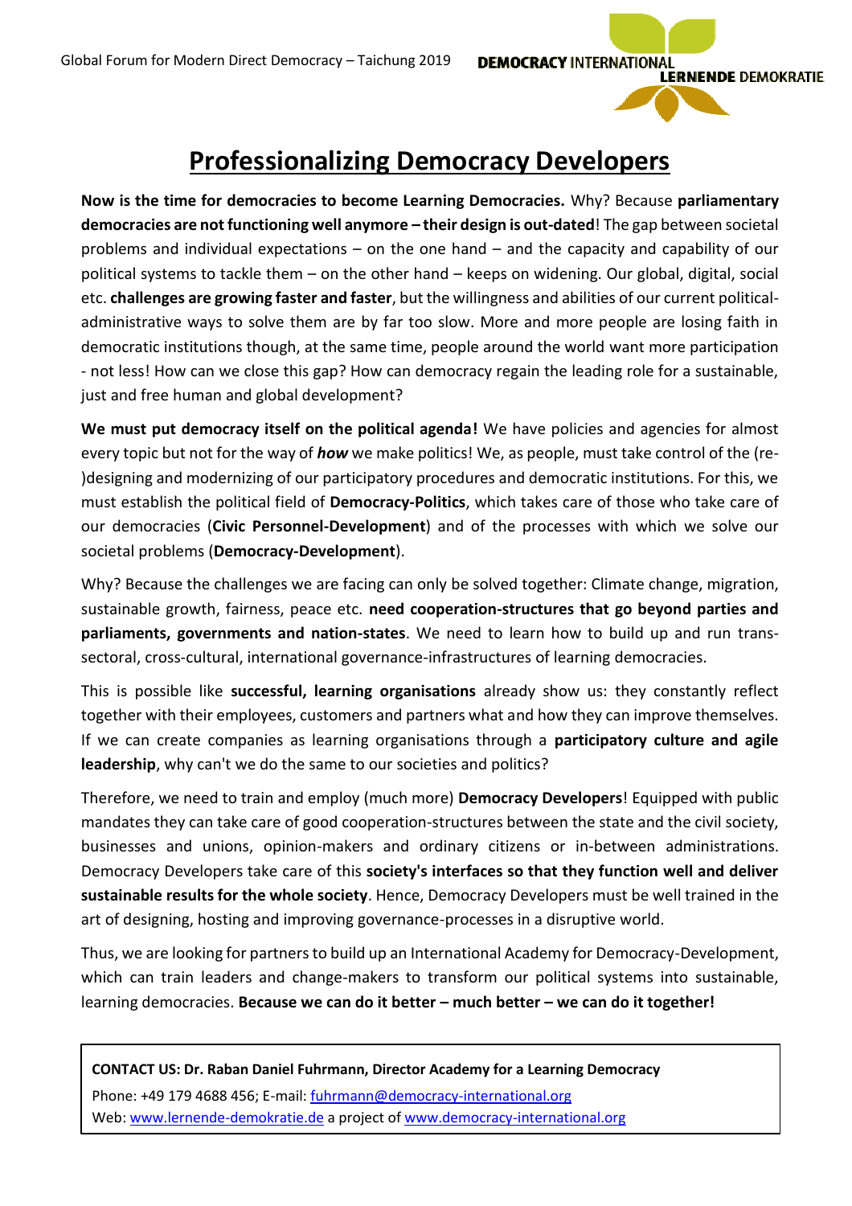# Professionalizing Democracy Developers

**Now is the time for democracies to become Learning Democracies.** Why? Because **parliamentary democracies are not functioning well anymore – their design is out-dated**! The gap between societal problems and individual expectations – on the one hand – and the capacity and capability of our political systems to tackle them – on the other hand – keeps on widening. Our global, digital, social etc. **challenges are growing faster and faster**, but the willingness and abilities of our current political-administrative ways to solve them are by far too slow. More and more people are losing faith in democratic institutions though, at the same time, people around the world want more participation - not less! How can we close this gap? How can democracy regain the leading role for a sustainable, just and free human and global development?

**We must put democracy itself on the political agenda!** We have policies and agencies for almost every topic but not for the way of ***how*** we make politics! We, as people, must take control of the (re-)designing and modernizing of our participatory procedures and democratic institutions. For this, we must establish the political field of **Democracy-Politics**, which takes care of those who take care of our democracies (**Civic Personnel-Development**) and of the processes with which we solve our societal problems (**Democracy-Development**).

Why? Because the challenges we are facing can only be solved together: Climate change, migration, sustainable growth, fairness, peace etc. **need cooperation-structures that go beyond parties and parliaments, governments and nation-states**. We need to learn how to build up and run trans-sectoral, cross-cultural, international governance-infrastructures of learning democracies.

This is possible like **successful, learning organisations** already show us: they constantly reflect together with their employees, customers and partners what and how they can improve themselves. If we can create companies as learning organisations through a **participatory culture and agile leadership**, why can't we do the same to our societies and politics?

Therefore, we need to train and employ (much more) **Democracy Developers**! Equipped with public mandates they can take care of good cooperation-structures between the state and the civil society, businesses and unions, opinion-makers and ordinary citizens or in-between administrations. Democracy Developers take care of this **society's interfaces so that they function well and deliver sustainable results for the whole society**. Hence, Democracy Developers must be well trained in the art of designing, hosting and improving governance-processes in a disruptive world.

Thus, we are looking for partners to build up an International Academy for Democracy-Development, which can train leaders and change-makers to transform our political systems into sustainable, learning democracies. **Because we can do it better – much better – we can do it together!**

**CONTACT US: Dr. Raban Daniel Fuhrmann, Director Academy for a Learning Democracy**
Phone: +49 179 4688 456; E-mail: fuhrmann@democracy-international.org
Web: www.lernende-demokratie.de a project of www.democracy-international.org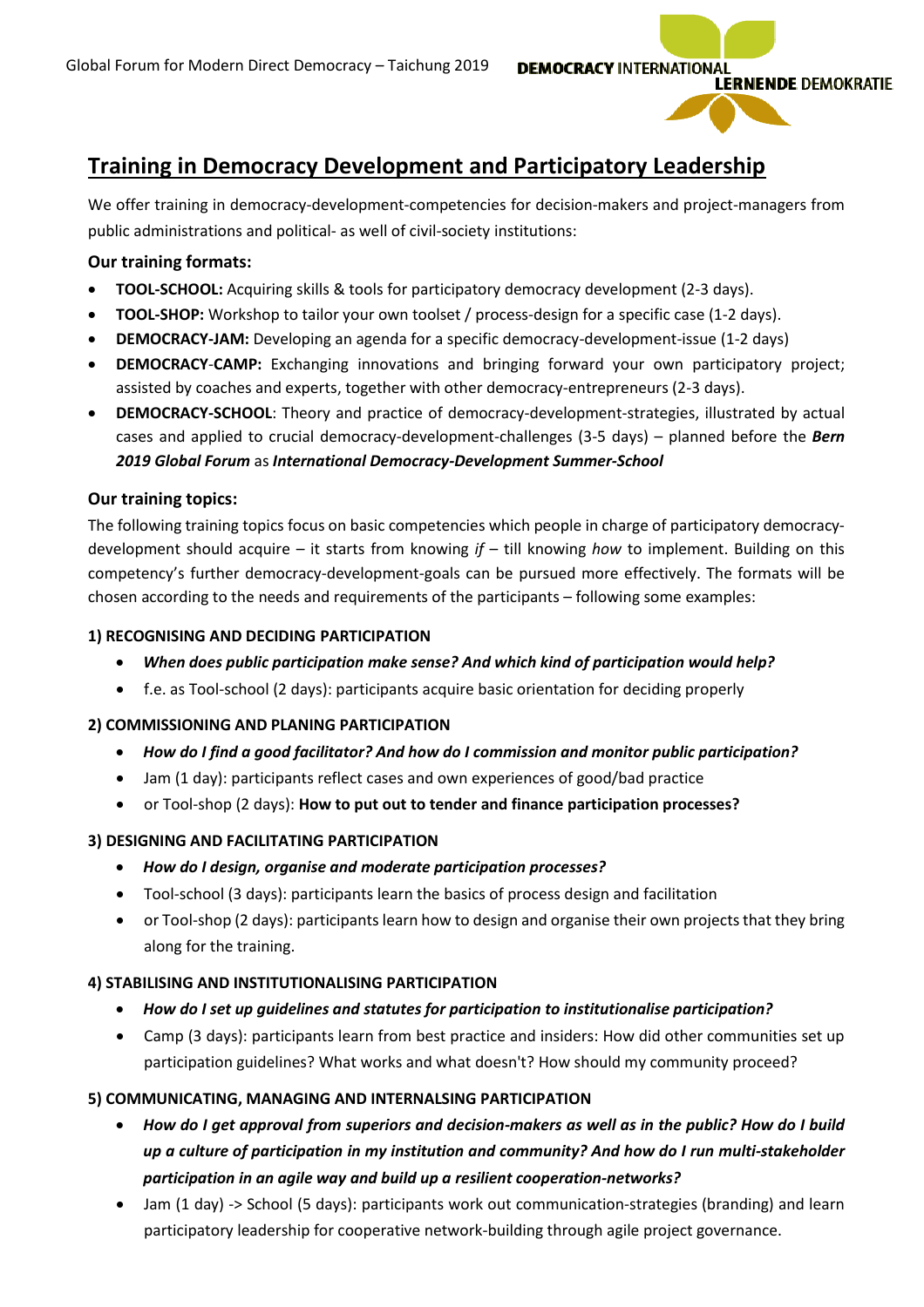## Training in Democracy Development and Participatory Leadership

We offer training in democracy-development-competencies for decision-makers and project-managers from public administrations and political- as well of civil-society institutions:

### Our training formats:

- **TOOL-SCHOOL:** Acquiring skills & tools for participatory democracy development (2-3 days).
- **TOOL-SHOP:** Workshop to tailor your own toolset / process-design for a specific case (1-2 days).
- **DEMOCRACY-JAM:** Developing an agenda for a specific democracy-development-issue (1-2 days)
- **DEMOCRACY-CAMP:** Exchanging innovations and bringing forward your own participatory project; assisted by coaches and experts, together with other democracy-entrepreneurs (2-3 days).
- **DEMOCRACY-SCHOOL**: Theory and practice of democracy-development-strategies, illustrated by actual cases and applied to crucial democracy-development-challenges (3-5 days) – planned before the ***Bern 2019 Global Forum*** as ***International Democracy-Development Summer-School***

### Our training topics:

The following training topics focus on basic competencies which people in charge of participatory democracy-development should acquire – it starts from knowing *if* – till knowing *how* to implement. Building on this competency's further democracy-development-goals can be pursued more effectively. The formats will be chosen according to the needs and requirements of the participants – following some examples:

#### 1) RECOGNISING AND DECIDING PARTICIPATION

- ***When does public participation make sense? And which kind of participation would help?***
- f.e. as Tool-school (2 days): participants acquire basic orientation for deciding properly

#### 2) COMMISSIONING AND PLANING PARTICIPATION

- ***How do I find a good facilitator? And how do I commission and monitor public participation?***
- Jam (1 day): participants reflect cases and own experiences of good/bad practice
- or Tool-shop (2 days): **How to put out to tender and finance participation processes?**

#### 3) DESIGNING AND FACILITATING PARTICIPATION

- ***How do I design, organise and moderate participation processes?***
- Tool-school (3 days): participants learn the basics of process design and facilitation
- or Tool-shop (2 days): participants learn how to design and organise their own projects that they bring along for the training.

#### 4) STABILISING AND INSTITUTIONALISING PARTICIPATION

- ***How do I set up guidelines and statutes for participation to institutionalise participation?***
- Camp (3 days): participants learn from best practice and insiders: How did other communities set up participation guidelines? What works and what doesn't? How should my community proceed?

#### 5) COMMUNICATING, MANAGING AND INTERNALSING PARTICIPATION

- ***How do I get approval from superiors and decision-makers as well as in the public? How do I build up a culture of participation in my institution and community? And how do I run multi-stakeholder participation in an agile way and build up a resilient cooperation-networks?***
- Jam (1 day) -> School (5 days): participants work out communication-strategies (branding) and learn participatory leadership for cooperative network-building through agile project governance.